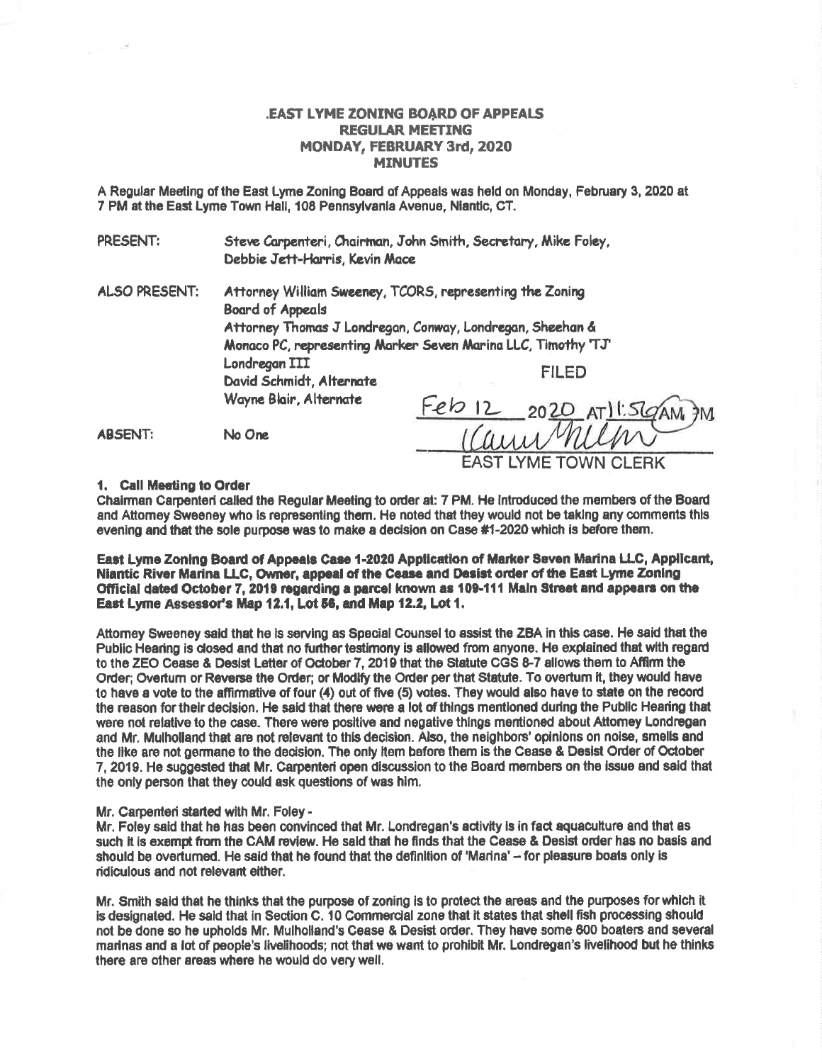# .EAST LYME ZONING BOARD OF APPEALS
## REGULAR MEETING
## MONDAY, FEBRUARY 3rd, 2020
## MINUTES

A Regular Meeting of the East Lyme Zoning Board of Appeals was held on Monday, February 3, 2020 at 7 PM at the East Lyme Town Hall, 108 Pennsylvania Avenue, Niantic, CT.

PRESENT: Steve Carpenteri, Chairman, John Smith, Secretary, Mike Foley, Debbie Jett-Harris, Kevin Mace

ALSO PRESENT: Attorney William Sweeney, TCORS, representing the Zoning Board of Appeals
Attorney Thomas J Londregan, Conway, Londregan, Sheehan & Monaco PC, representing Marker Seven Marina LLC, Timothy 'TJ' Londregan III
David Schmidt, Alternate
Wayne Blair, Alternate

ABSENT: No One

FILED
Feb 12 2020 AT 11:56 AM
EAST LYME TOWN CLERK

### 1. Call Meeting to Order

Chairman Carpenteri called the Regular Meeting to order at: 7 PM. He introduced the members of the Board and Attorney Sweeney who is representing them. He noted that they would not be taking any comments this evening and that the sole purpose was to make a decision on Case #1-2020 which is before them.

**East Lyme Zoning Board of Appeals Case 1-2020 Application of Marker Seven Marina LLC, Applicant, Niantic River Marina LLC, Owner, appeal of the Cease and Desist order of the East Lyme Zoning Official dated October 7, 2019 regarding a parcel known as 109-111 Main Street and appears on the East Lyme Assessor's Map 12.1, Lot 56, and Map 12.2, Lot 1.**

Attorney Sweeney said that he is serving as Special Counsel to assist the ZBA in this case. He said that the Public Hearing is closed and that no further testimony is allowed from anyone. He explained that with regard to the ZEO Cease & Desist Letter of October 7, 2019 that the Statute CGS 8-7 allows them to Affirm the Order; Overturn or Reverse the Order; or Modify the Order per that Statute. To overturn it, they would have to have a vote to the affirmative of four (4) out of five (5) votes. They would also have to state on the record the reason for their decision. He said that there were a lot of things mentioned during the Public Hearing that were not relative to the case. There were positive and negative things mentioned about Attorney Londregan and Mr. Mulholland that are not relevant to this decision. Also, the neighbors' opinions on noise, smells and the like are not germane to the decision. The only item before them is the Cease & Desist Order of October 7, 2019. He suggested that Mr. Carpenteri open discussion to the Board members on the issue and said that the only person that they could ask questions of was him.

Mr. Carpenteri started with Mr. Foley -

Mr. Foley said that he has been convinced that Mr. Londregan's activity is in fact aquaculture and that as such it is exempt from the CAM review. He said that he finds that the Cease & Desist order has no basis and should be overturned. He said that he found that the definition of 'Marina' – for pleasure boats only is ridiculous and not relevant either.

Mr. Smith said that he thinks that the purpose of zoning is to protect the areas and the purposes for which it is designated. He said that in Section C. 10 Commercial zone that it states that shell fish processing should not be done so he upholds Mr. Mulholland's Cease & Desist order. They have some 600 boaters and several marinas and a lot of people's livelihoods; not that we want to prohibit Mr. Londregan's livelihood but he thinks there are other areas where he would do very well.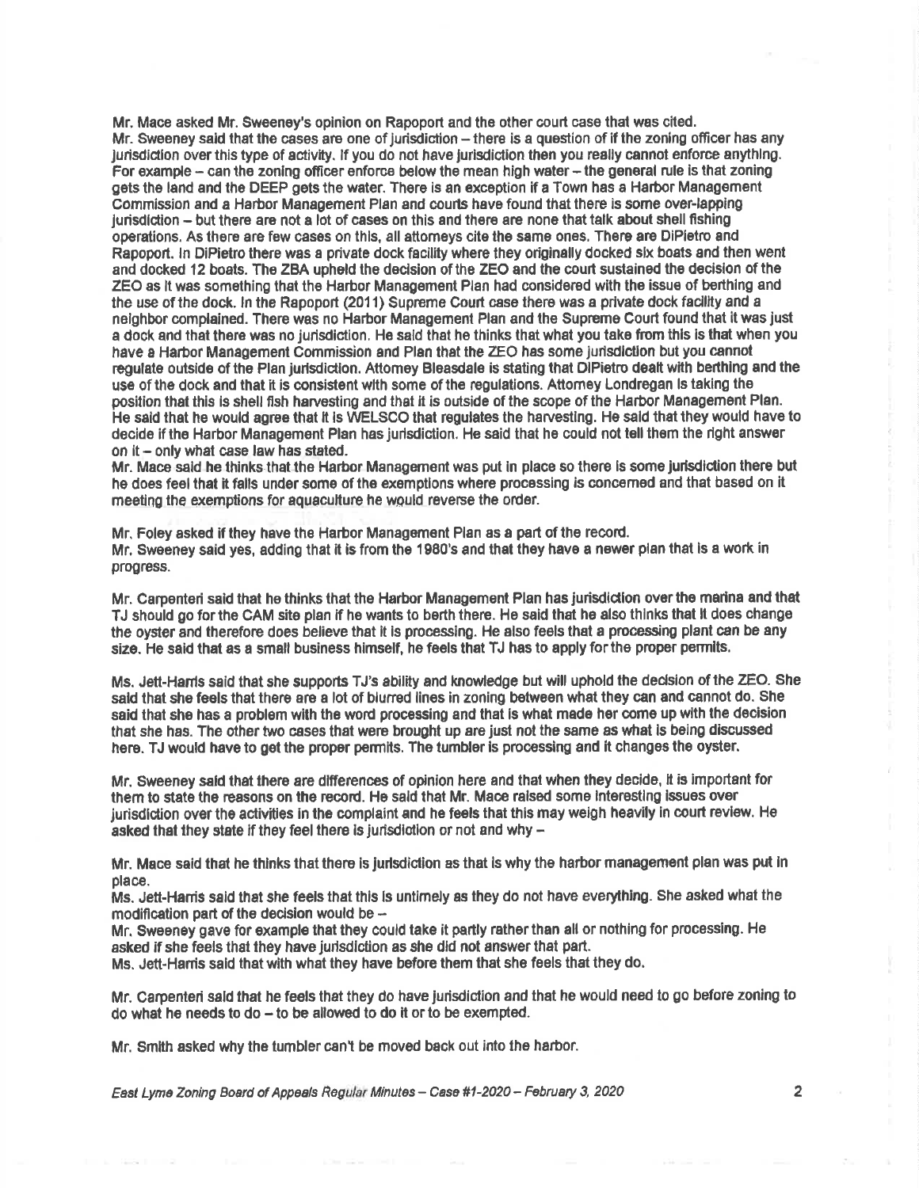Mr. Mace asked Mr. Sweeney's opinion on Rapoport and the other court case that was cited.
Mr. Sweeney said that the cases are one of jurisdiction – there is a question of if the zoning officer has any jurisdiction over this type of activity. If you do not have jurisdiction then you really cannot enforce anything. For example – can the zoning officer enforce below the mean high water – the general rule is that zoning gets the land and the DEEP gets the water. There is an exception if a Town has a Harbor Management Commission and a Harbor Management Plan and courts have found that there is some over-lapping jurisdiction – but there are not a lot of cases on this and there are none that talk about shell fishing operations. As there are few cases on this, all attorneys cite the same ones. There are DiPietro and Rapoport. In DiPietro there was a private dock facility where they originally docked six boats and then went and docked 12 boats. The ZBA upheld the decision of the ZEO and the court sustained the decision of the ZEO as it was something that the Harbor Management Plan had considered with the issue of berthing and the use of the dock. In the Rapoport (2011) Supreme Court case there was a private dock facility and a neighbor complained. There was no Harbor Management Plan and the Supreme Court found that it was just a dock and that there was no jurisdiction. He said that he thinks that what you take from this is that when you have a Harbor Management Commission and Plan that the ZEO has some jurisdiction but you cannot regulate outside of the Plan jurisdiction. Attorney Bleasdale is stating that DiPietro dealt with berthing and the use of the dock and that it is consistent with some of the regulations. Attorney Londregan is taking the position that this is shell fish harvesting and that it is outside of the scope of the Harbor Management Plan. He said that he would agree that it is WELSCO that regulates the harvesting. He said that they would have to decide if the Harbor Management Plan has jurisdiction. He said that he could not tell them the right answer on it – only what case law has stated.
Mr. Mace said he thinks that the Harbor Management was put in place so there is some jurisdiction there but he does feel that it falls under some of the exemptions where processing is concerned and that based on it meeting the exemptions for aquaculture he would reverse the order.

Mr. Foley asked if they have the Harbor Management Plan as a part of the record.
Mr. Sweeney said yes, adding that it is from the 1980's and that they have a newer plan that is a work in progress.

Mr. Carpenteri said that he thinks that the Harbor Management Plan has jurisdiction over the marina and that TJ should go for the CAM site plan if he wants to berth there. He said that he also thinks that it does change the oyster and therefore does believe that it is processing. He also feels that a processing plant can be any size. He said that as a small business himself, he feels that TJ has to apply for the proper permits.

Ms. Jett-Harris said that she supports TJ's ability and knowledge but will uphold the decision of the ZEO. She said that she feels that there are a lot of blurred lines in zoning between what they can and cannot do. She said that she has a problem with the word processing and that is what made her come up with the decision that she has. The other two cases that were brought up are just not the same as what is being discussed here. TJ would have to get the proper permits. The tumbler is processing and it changes the oyster.

Mr. Sweeney said that there are differences of opinion here and that when they decide, it is important for them to state the reasons on the record. He said that Mr. Mace raised some interesting issues over jurisdiction over the activities in the complaint and he feels that this may weigh heavily in court review. He asked that they state if they feel there is jurisdiction or not and why –

Mr. Mace said that he thinks that there is jurisdiction as that is why the harbor management plan was put in place.
Ms. Jett-Harris said that she feels that this is untimely as they do not have everything. She asked what the modification part of the decision would be –
Mr. Sweeney gave for example that they could take it partly rather than all or nothing for processing. He asked if she feels that they have jurisdiction as she did not answer that part.
Ms. Jett-Harris said that with what they have before them that she feels that they do.

Mr. Carpenteri said that he feels that they do have jurisdiction and that he would need to go before zoning to do what he needs to do – to be allowed to do it or to be exempted.

Mr. Smith asked why the tumbler can't be moved back out into the harbor.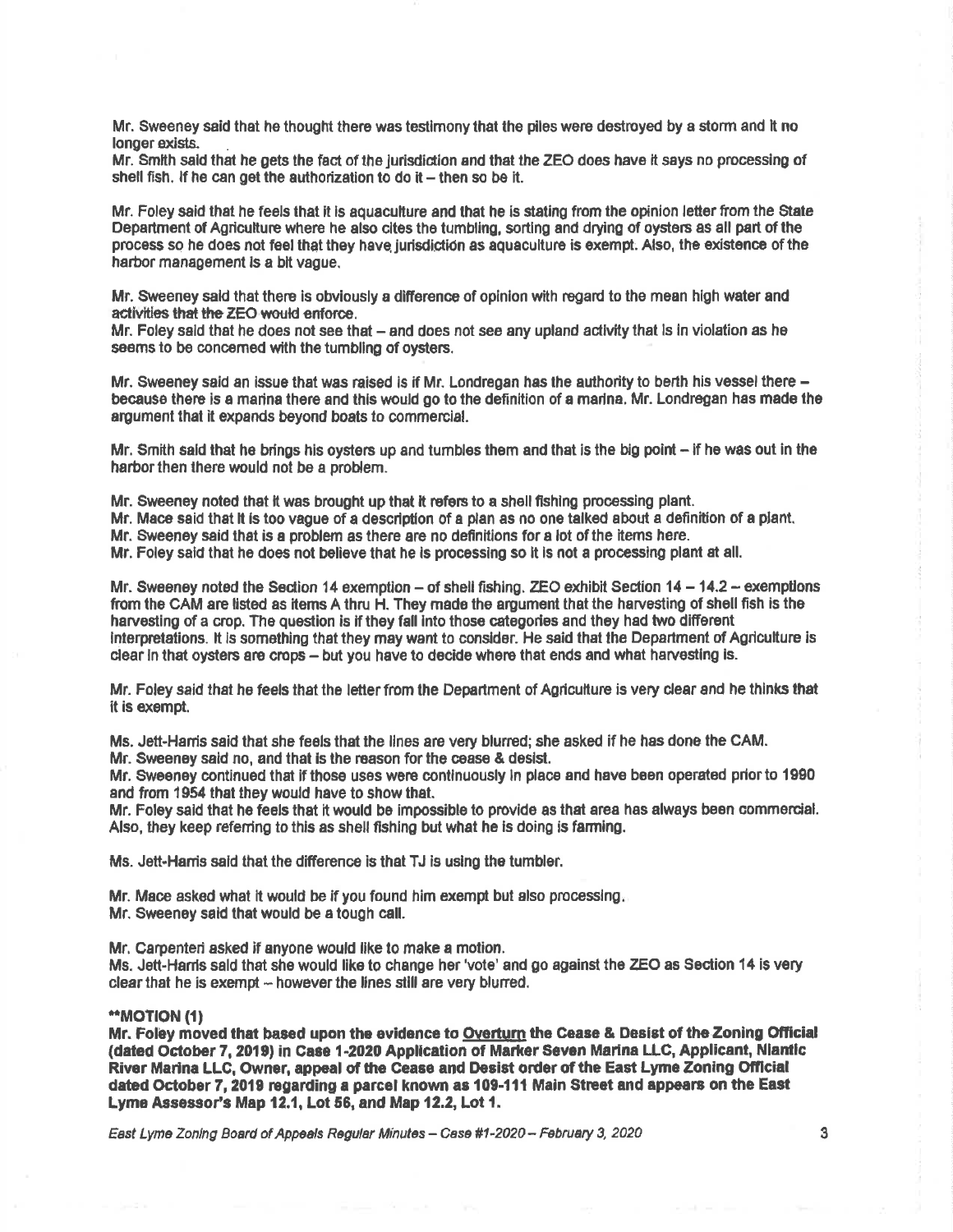Mr. Sweeney said that he thought there was testimony that the piles were destroyed by a storm and it no longer exists.

Mr. Smith said that he gets the fact of the jurisdiction and that the ZEO does have it says no processing of shell fish. If he can get the authorization to do it – then so be it.

Mr. Foley said that he feels that it is aquaculture and that he is stating from the opinion letter from the State Department of Agriculture where he also cites the tumbling, sorting and drying of oysters as all part of the process so he does not feel that they have jurisdiction as aquaculture is exempt. Also, the existence of the harbor management is a bit vague.

Mr. Sweeney said that there is obviously a difference of opinion with regard to the mean high water and activities that the ZEO would enforce.

Mr. Foley said that he does not see that – and does not see any upland activity that is in violation as he seems to be concerned with the tumbling of oysters.

Mr. Sweeney said an issue that was raised is if Mr. Londregan has the authority to berth his vessel there – because there is a marina there and this would go to the definition of a marina. Mr. Londregan has made the argument that it expands beyond boats to commercial.

Mr. Smith said that he brings his oysters up and tumbles them and that is the big point – if he was out in the harbor then there would not be a problem.

Mr. Sweeney noted that it was brought up that it refers to a shell fishing processing plant.

Mr. Mace said that it is too vague of a description of a plan as no one talked about a definition of a plant.

Mr. Sweeney said that is a problem as there are no definitions for a lot of the items here.

Mr. Foley said that he does not believe that he is processing so it is not a processing plant at all.

Mr. Sweeney noted the Section 14 exemption – of shell fishing. ZEO exhibit Section 14 – 14.2 – exemptions from the CAM are listed as items A thru H. They made the argument that the harvesting of shell fish is the harvesting of a crop. The question is if they fall into those categories and they had two different interpretations. It is something that they may want to consider. He said that the Department of Agriculture is clear in that oysters are crops – but you have to decide where that ends and what harvesting is.

Mr. Foley said that he feels that the letter from the Department of Agriculture is very clear and he thinks that it is exempt.

Ms. Jett-Harris said that she feels that the lines are very blurred; she asked if he has done the CAM.

Mr. Sweeney said no, and that is the reason for the cease & desist.

Mr. Sweeney continued that if those uses were continuously in place and have been operated prior to 1990 and from 1954 that they would have to show that.

Mr. Foley said that he feels that it would be impossible to provide as that area has always been commercial. Also, they keep referring to this as shell fishing but what he is doing is farming.

Ms. Jett-Harris said that the difference is that TJ is using the tumbler.

Mr. Mace asked what it would be if you found him exempt but also processing.

Mr. Sweeney said that would be a tough call.

Mr. Carpenteri asked if anyone would like to make a motion.

Ms. Jett-Harris said that she would like to change her 'vote' and go against the ZEO as Section 14 is very clear that he is exempt – however the lines still are very blurred.

**\*\*MOTION (1)**

**Mr. Foley moved that based upon the evidence to <u>Overturn</u> the Cease & Desist of the Zoning Official (dated October 7, 2019) in Case 1-2020 Application of Marker Seven Marina LLC, Applicant, Niantic River Marina LLC, Owner, appeal of the Cease and Desist order of the East Lyme Zoning Official dated October 7, 2019 regarding a parcel known as 109-111 Main Street and appears on the East Lyme Assessor's Map 12.1, Lot 56, and Map 12.2, Lot 1.**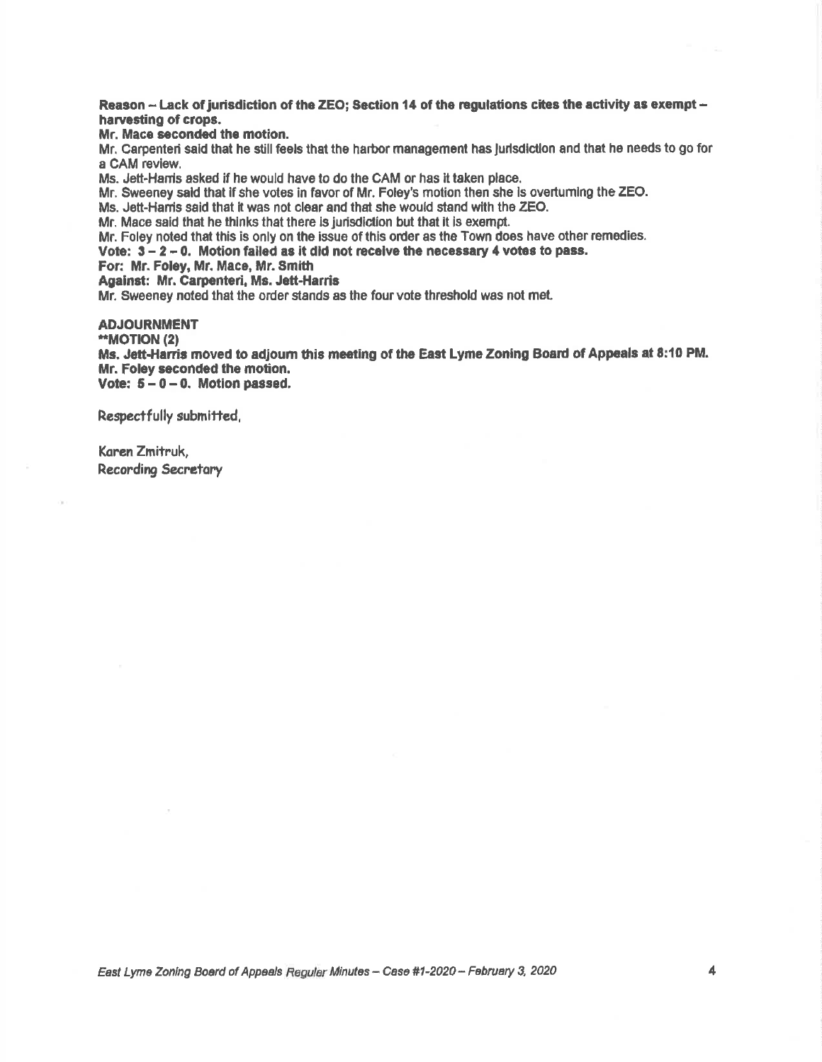**Reason – Lack of jurisdiction of the ZEO; Section 14 of the regulations cites the activity as exempt – harvesting of crops.**

**Mr. Mace seconded the motion.**

Mr. Carpenteri said that he still feels that the harbor management has jurisdiction and that he needs to go for a CAM review.

Ms. Jett-Harris asked if he would have to do the CAM or has it taken place.

Mr. Sweeney said that if she votes in favor of Mr. Foley's motion then she is overturning the ZEO.

Ms. Jett-Harris said that it was not clear and that she would stand with the ZEO.

Mr. Mace said that he thinks that there is jurisdiction but that it is exempt.

Mr. Foley noted that this is only on the issue of this order as the Town does have other remedies.

**Vote: 3 – 2 – 0. Motion failed as it did not receive the necessary 4 votes to pass.**

**For: Mr. Foley, Mr. Mace, Mr. Smith**

**Against: Mr. Carpenteri, Ms. Jett-Harris**

Mr. Sweeney noted that the order stands as the four vote threshold was not met.

**ADJOURNMENT**

****MOTION (2)**

**Ms. Jett-Harris moved to adjourn this meeting of the East Lyme Zoning Board of Appeals at 8:10 PM.**

**Mr. Foley seconded the motion.**

**Vote: 5 – 0 – 0. Motion passed.**

Respectfully submitted,

Karen Zmitruk,
Recording Secretary